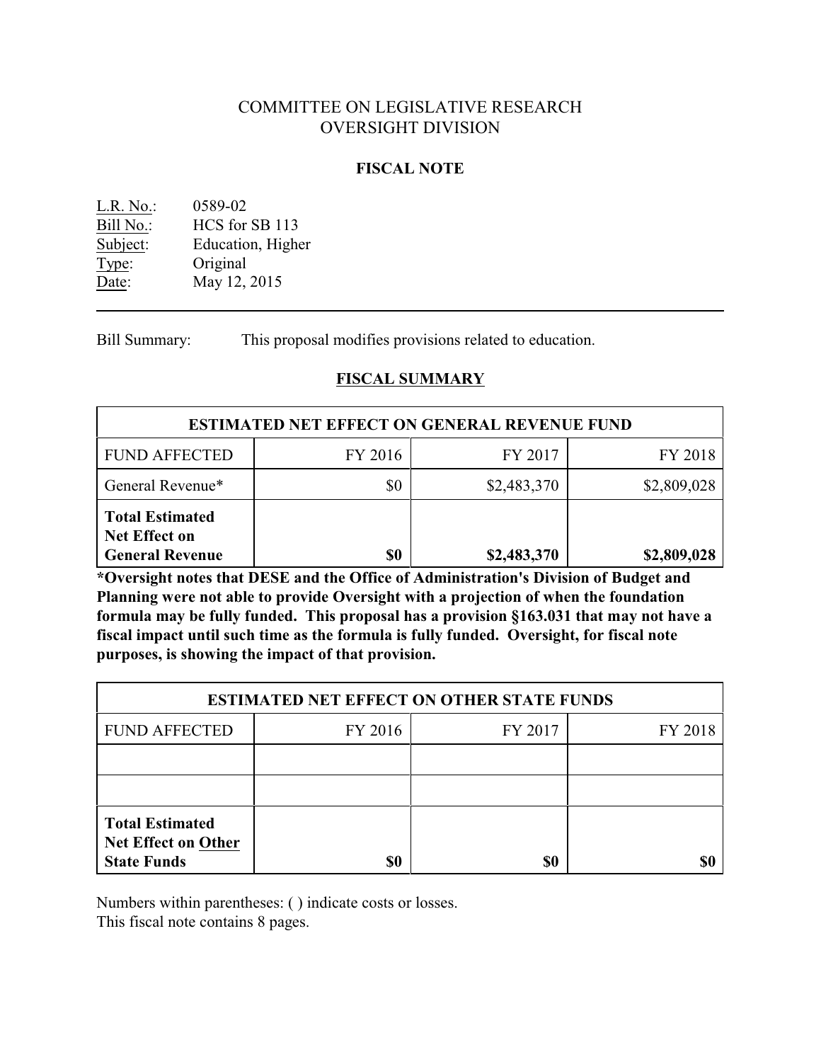COMMITTEE ON LEGISLATIVE RESEARCH
OVERSIGHT DIVISION

**FISCAL NOTE**

L.R. No.: 0589-02
Bill No.: HCS for SB 113
Subject: Education, Higher
Type: Original
Date: May 12, 2015

---

Bill Summary: This proposal modifies provisions related to education.

## FISCAL SUMMARY

| ESTIMATED NET EFFECT ON GENERAL REVENUE FUND | | | |
|---|---|---|---|
| FUND AFFECTED | FY 2016 | FY 2017 | FY 2018 |
| General Revenue* | $0 | $2,483,370 | $2,809,028 |
| **Total Estimated Net Effect on General Revenue** | **$0** | **$2,483,370** | **$2,809,028** |

**\*Oversight notes that DESE and the Office of Administration's Division of Budget and Planning were not able to provide Oversight with a projection of when the foundation formula may be fully funded. This proposal has a provision §163.031 that may not have a fiscal impact until such time as the formula is fully funded. Oversight, for fiscal note purposes, is showing the impact of that provision.**

| ESTIMATED NET EFFECT ON OTHER STATE FUNDS | | | |
|---|---|---|---|
| FUND AFFECTED | FY 2016 | FY 2017 | FY 2018 |
| | | | |
| | | | |
| **Total Estimated Net Effect on Other State Funds** | **$0** | **$0** | **$0** |

Numbers within parentheses: ( ) indicate costs or losses.
This fiscal note contains 8 pages.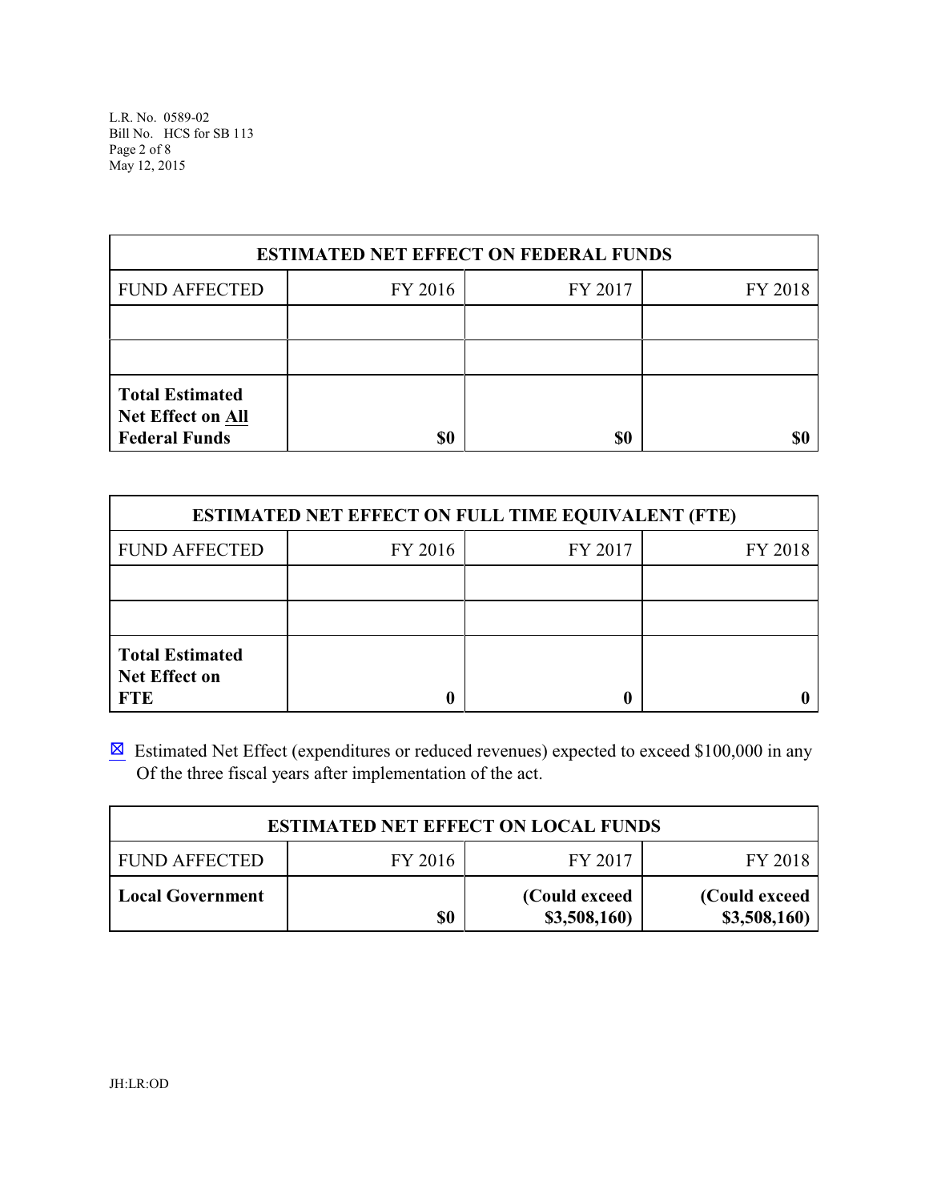| ESTIMATED NET EFFECT ON FEDERAL FUNDS | | | |
|---|---|---|---|
| FUND AFFECTED | FY 2016 | FY 2017 | FY 2018 |
| | | | |
| | | | |
| **Total Estimated Net Effect on All Federal Funds** | **$0** | **$0** | **$0** |

| ESTIMATED NET EFFECT ON FULL TIME EQUIVALENT (FTE) | | | |
|---|---|---|---|
| FUND AFFECTED | FY 2016 | FY 2017 | FY 2018 |
| | | | |
| | | | |
| **Total Estimated Net Effect on FTE** | **0** | **0** | **0** |

☒ Estimated Net Effect (expenditures or reduced revenues) expected to exceed $100,000 in any Of the three fiscal years after implementation of the act.

| ESTIMATED NET EFFECT ON LOCAL FUNDS | | | |
|---|---|---|---|
| FUND AFFECTED | FY 2016 | FY 2017 | FY 2018 |
| **Local Government** | **$0** | **(Could exceed $3,508,160)** | **(Could exceed $3,508,160)** |

JH:LR:OD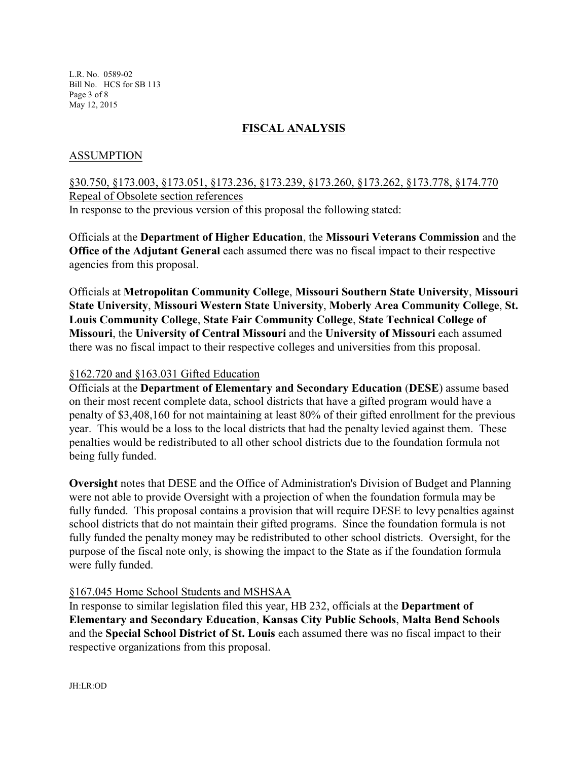## FISCAL ANALYSIS

### ASSUMPTION

§30.750, §173.003, §173.051, §173.236, §173.239, §173.260, §173.262, §173.778, §174.770
Repeal of Obsolete section references

In response to the previous version of this proposal the following stated:

Officials at the **Department of Higher Education**, the **Missouri Veterans Commission** and the **Office of the Adjutant General** each assumed there was no fiscal impact to their respective agencies from this proposal.

Officials at **Metropolitan Community College**, **Missouri Southern State University**, **Missouri State University**, **Missouri Western State University**, **Moberly Area Community College**, **St. Louis Community College**, **State Fair Community College**, **State Technical College of Missouri**, the **University of Central Missouri** and the **University of Missouri** each assumed there was no fiscal impact to their respective colleges and universities from this proposal.

§162.720 and §163.031 Gifted Education

Officials at the **Department of Elementary and Secondary Education** (**DESE**) assume based on their most recent complete data, school districts that have a gifted program would have a penalty of $3,408,160 for not maintaining at least 80% of their gifted enrollment for the previous year. This would be a loss to the local districts that had the penalty levied against them. These penalties would be redistributed to all other school districts due to the foundation formula not being fully funded.

**Oversight** notes that DESE and the Office of Administration's Division of Budget and Planning were not able to provide Oversight with a projection of when the foundation formula may be fully funded. This proposal contains a provision that will require DESE to levy penalties against school districts that do not maintain their gifted programs. Since the foundation formula is not fully funded the penalty money may be redistributed to other school districts. Oversight, for the purpose of the fiscal note only, is showing the impact to the State as if the foundation formula were fully funded.

§167.045 Home School Students and MSHSAA

In response to similar legislation filed this year, HB 232, officials at the **Department of Elementary and Secondary Education**, **Kansas City Public Schools**, **Malta Bend Schools** and the **Special School District of St. Louis** each assumed there was no fiscal impact to their respective organizations from this proposal.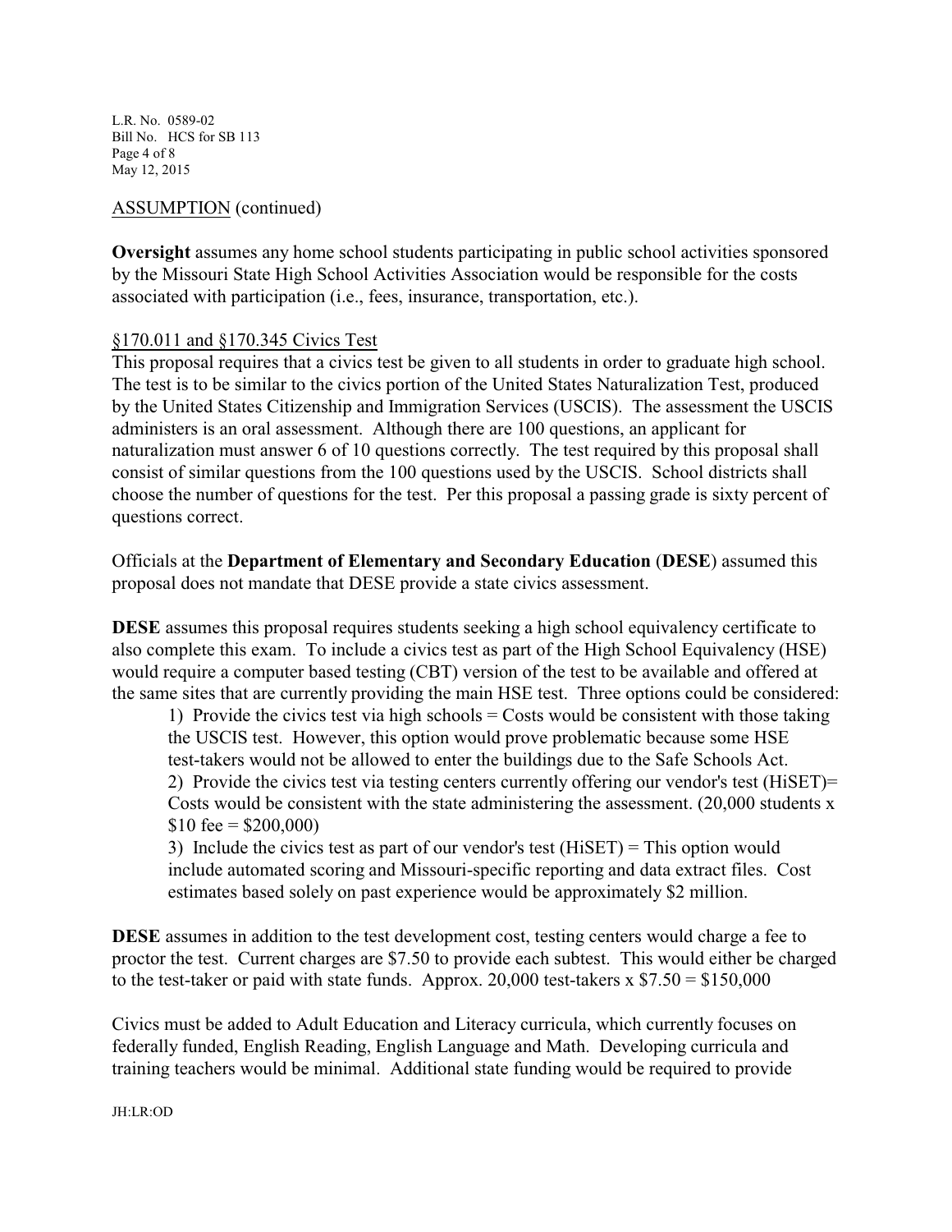ASSUMPTION (continued)

**Oversight** assumes any home school students participating in public school activities sponsored by the Missouri State High School Activities Association would be responsible for the costs associated with participation (i.e., fees, insurance, transportation, etc.).

§170.011 and §170.345 Civics Test

This proposal requires that a civics test be given to all students in order to graduate high school. The test is to be similar to the civics portion of the United States Naturalization Test, produced by the United States Citizenship and Immigration Services (USCIS). The assessment the USCIS administers is an oral assessment. Although there are 100 questions, an applicant for naturalization must answer 6 of 10 questions correctly. The test required by this proposal shall consist of similar questions from the 100 questions used by the USCIS. School districts shall choose the number of questions for the test. Per this proposal a passing grade is sixty percent of questions correct.

Officials at the **Department of Elementary and Secondary Education** (**DESE**) assumed this proposal does not mandate that DESE provide a state civics assessment.

**DESE** assumes this proposal requires students seeking a high school equivalency certificate to also complete this exam. To include a civics test as part of the High School Equivalency (HSE) would require a computer based testing (CBT) version of the test to be available and offered at the same sites that are currently providing the main HSE test. Three options could be considered:

1) Provide the civics test via high schools = Costs would be consistent with those taking the USCIS test. However, this option would prove problematic because some HSE test-takers would not be allowed to enter the buildings due to the Safe Schools Act.
2) Provide the civics test via testing centers currently offering our vendor's test (HiSET)= Costs would be consistent with the state administering the assessment. (20,000 students x $10 fee = $200,000)
3) Include the civics test as part of our vendor's test (HiSET) = This option would include automated scoring and Missouri-specific reporting and data extract files. Cost estimates based solely on past experience would be approximately $2 million.

**DESE** assumes in addition to the test development cost, testing centers would charge a fee to proctor the test. Current charges are $7.50 to provide each subtest. This would either be charged to the test-taker or paid with state funds. Approx. 20,000 test-takers x $7.50 = $150,000

Civics must be added to Adult Education and Literacy curricula, which currently focuses on federally funded, English Reading, English Language and Math. Developing curricula and training teachers would be minimal. Additional state funding would be required to provide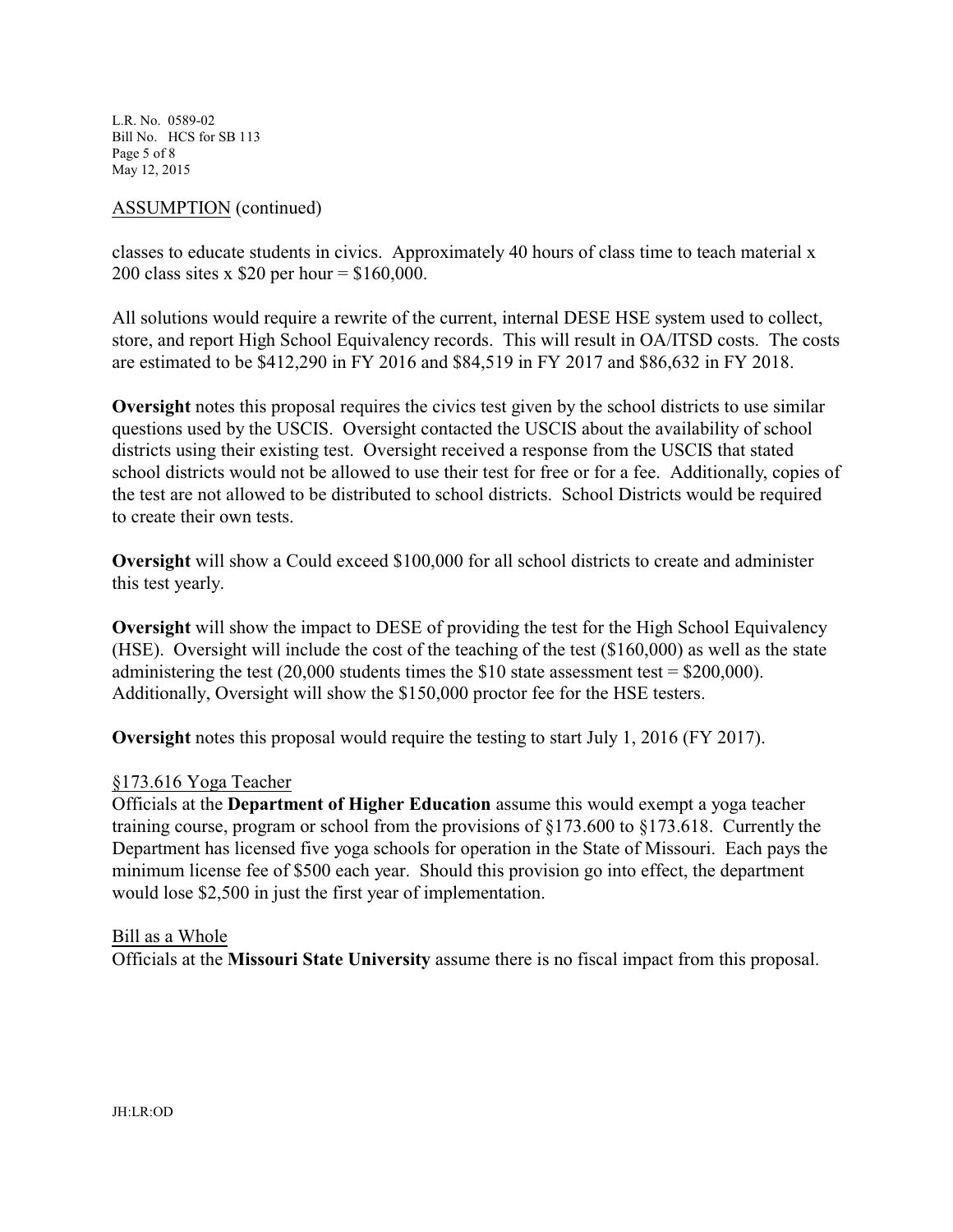ASSUMPTION (continued)

classes to educate students in civics. Approximately 40 hours of class time to teach material x 200 class sites x $20 per hour = $160,000.

All solutions would require a rewrite of the current, internal DESE HSE system used to collect, store, and report High School Equivalency records. This will result in OA/ITSD costs. The costs are estimated to be $412,290 in FY 2016 and $84,519 in FY 2017 and $86,632 in FY 2018.

**Oversight** notes this proposal requires the civics test given by the school districts to use similar questions used by the USCIS. Oversight contacted the USCIS about the availability of school districts using their existing test. Oversight received a response from the USCIS that stated school districts would not be allowed to use their test for free or for a fee. Additionally, copies of the test are not allowed to be distributed to school districts. School Districts would be required to create their own tests.

**Oversight** will show a Could exceed $100,000 for all school districts to create and administer this test yearly.

**Oversight** will show the impact to DESE of providing the test for the High School Equivalency (HSE). Oversight will include the cost of the teaching of the test ($160,000) as well as the state administering the test (20,000 students times the $10 state assessment test = $200,000). Additionally, Oversight will show the $150,000 proctor fee for the HSE testers.

**Oversight** notes this proposal would require the testing to start July 1, 2016 (FY 2017).

§173.616 Yoga Teacher

Officials at the **Department of Higher Education** assume this would exempt a yoga teacher training course, program or school from the provisions of §173.600 to §173.618. Currently the Department has licensed five yoga schools for operation in the State of Missouri. Each pays the minimum license fee of $500 each year. Should this provision go into effect, the department would lose $2,500 in just the first year of implementation.

Bill as a Whole

Officials at the **Missouri State University** assume there is no fiscal impact from this proposal.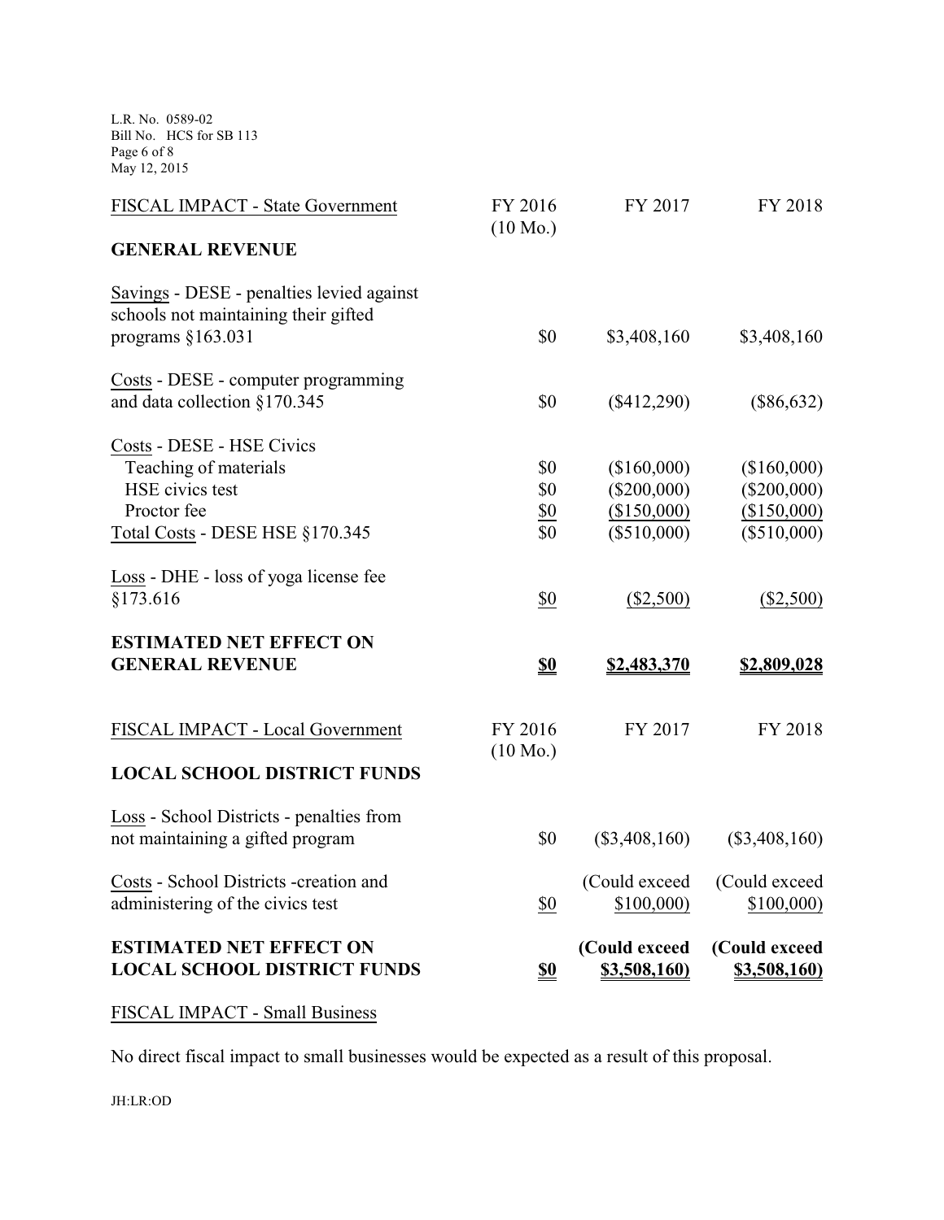| FISCAL IMPACT - State Government | FY 2016 (10 Mo.) | FY 2017 | FY 2018 |
|---|---|---|---|
| **GENERAL REVENUE** | | | |
| Savings - DESE - penalties levied against schools not maintaining their gifted programs §163.031 | $0 | $3,408,160 | $3,408,160 |
| Costs - DESE - computer programming and data collection §170.345 | $0 | ($412,290) | ($86,632) |
| Costs - DESE - HSE Civics | | | |
| Teaching of materials | $0 | ($160,000) | ($160,000) |
| HSE civics test | $0 | ($200,000) | ($200,000) |
| Proctor fee | $0 | ($150,000) | ($150,000) |
| Total Costs - DESE HSE §170.345 | $0 | ($510,000) | ($510,000) |
| Loss - DHE - loss of yoga license fee §173.616 | $0 | ($2,500) | ($2,500) |
| **ESTIMATED NET EFFECT ON GENERAL REVENUE** | **$0** | **$2,483,370** | **$2,809,028** |

| FISCAL IMPACT - Local Government | FY 2016 (10 Mo.) | FY 2017 | FY 2018 |
|---|---|---|---|
| **LOCAL SCHOOL DISTRICT FUNDS** | | | |
| Loss - School Districts - penalties from not maintaining a gifted program | $0 | ($3,408,160) | ($3,408,160) |
| Costs - School Districts -creation and administering of the civics test | $0 | (Could exceed $100,000) | (Could exceed $100,000) |
| **ESTIMATED NET EFFECT ON LOCAL SCHOOL DISTRICT FUNDS** | **$0** | **(Could exceed $3,508,160)** | **(Could exceed $3,508,160)** |

FISCAL IMPACT - Small Business

No direct fiscal impact to small businesses would be expected as a result of this proposal.

JH:LR:OD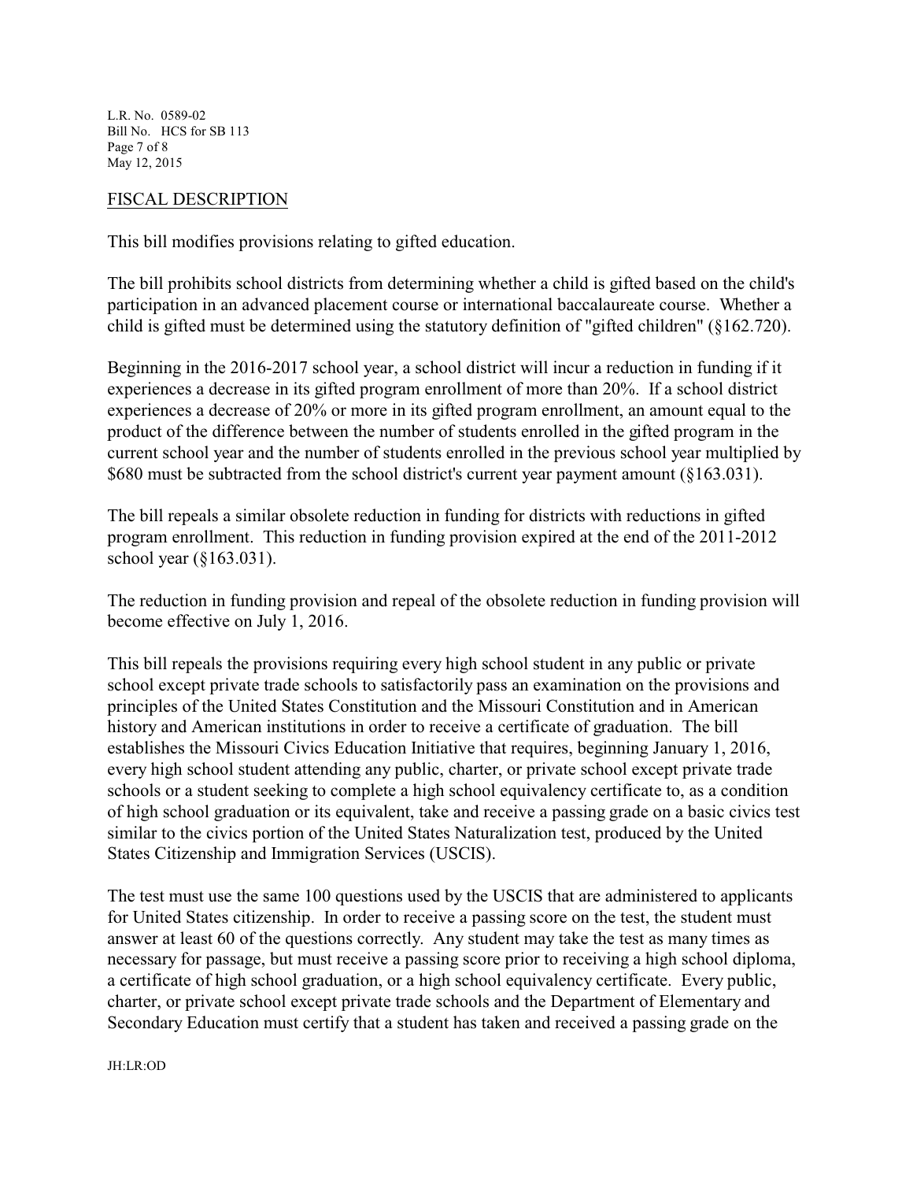## FISCAL DESCRIPTION

This bill modifies provisions relating to gifted education.

The bill prohibits school districts from determining whether a child is gifted based on the child's participation in an advanced placement course or international baccalaureate course. Whether a child is gifted must be determined using the statutory definition of "gifted children" (§162.720).

Beginning in the 2016-2017 school year, a school district will incur a reduction in funding if it experiences a decrease in its gifted program enrollment of more than 20%. If a school district experiences a decrease of 20% or more in its gifted program enrollment, an amount equal to the product of the difference between the number of students enrolled in the gifted program in the current school year and the number of students enrolled in the previous school year multiplied by $680 must be subtracted from the school district's current year payment amount (§163.031).

The bill repeals a similar obsolete reduction in funding for districts with reductions in gifted program enrollment. This reduction in funding provision expired at the end of the 2011-2012 school year (§163.031).

The reduction in funding provision and repeal of the obsolete reduction in funding provision will become effective on July 1, 2016.

This bill repeals the provisions requiring every high school student in any public or private school except private trade schools to satisfactorily pass an examination on the provisions and principles of the United States Constitution and the Missouri Constitution and in American history and American institutions in order to receive a certificate of graduation. The bill establishes the Missouri Civics Education Initiative that requires, beginning January 1, 2016, every high school student attending any public, charter, or private school except private trade schools or a student seeking to complete a high school equivalency certificate to, as a condition of high school graduation or its equivalent, take and receive a passing grade on a basic civics test similar to the civics portion of the United States Naturalization test, produced by the United States Citizenship and Immigration Services (USCIS).

The test must use the same 100 questions used by the USCIS that are administered to applicants for United States citizenship. In order to receive a passing score on the test, the student must answer at least 60 of the questions correctly. Any student may take the test as many times as necessary for passage, but must receive a passing score prior to receiving a high school diploma, a certificate of high school graduation, or a high school equivalency certificate. Every public, charter, or private school except private trade schools and the Department of Elementary and Secondary Education must certify that a student has taken and received a passing grade on the

JH:LR:OD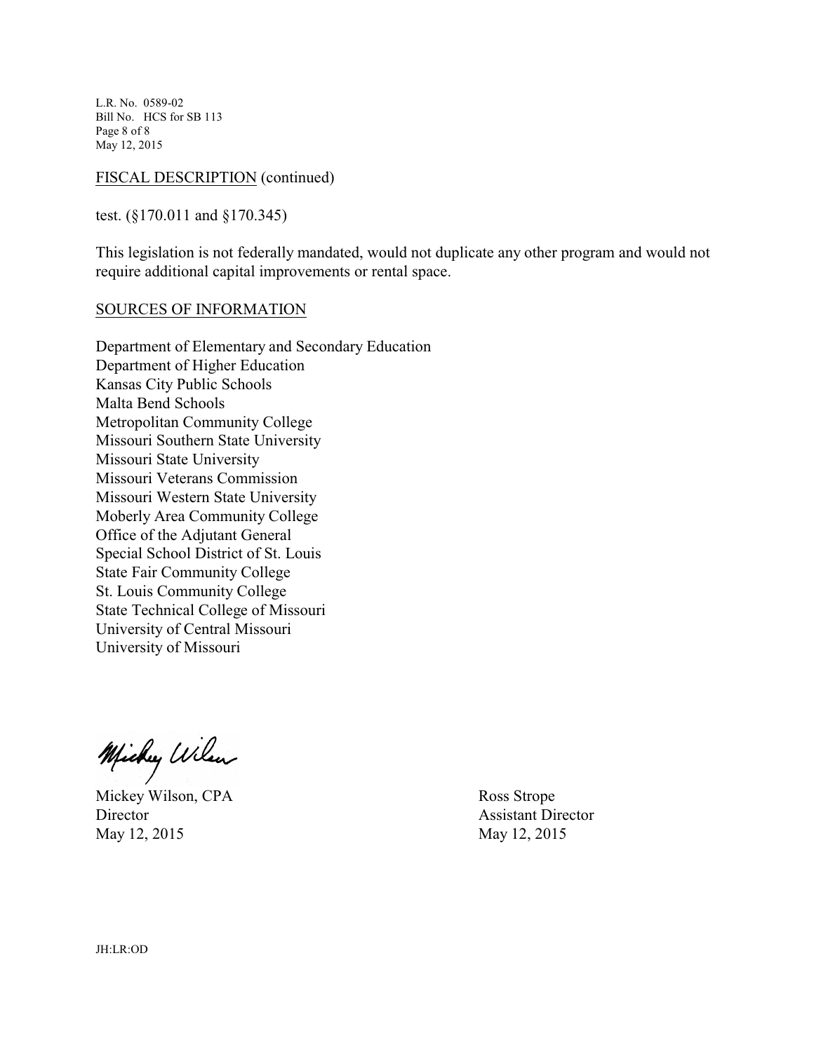FISCAL DESCRIPTION (continued)

test. (§170.011 and §170.345)

This legislation is not federally mandated, would not duplicate any other program and would not require additional capital improvements or rental space.

SOURCES OF INFORMATION

Department of Elementary and Secondary Education
Department of Higher Education
Kansas City Public Schools
Malta Bend Schools
Metropolitan Community College
Missouri Southern State University
Missouri State University
Missouri Veterans Commission
Missouri Western State University
Moberly Area Community College
Office of the Adjutant General
Special School District of St. Louis
State Fair Community College
St. Louis Community College
State Technical College of Missouri
University of Central Missouri
University of Missouri

Mickey Wilson, CPA
Director
May 12, 2015

Ross Strope
Assistant Director
May 12, 2015

JH:LR:OD